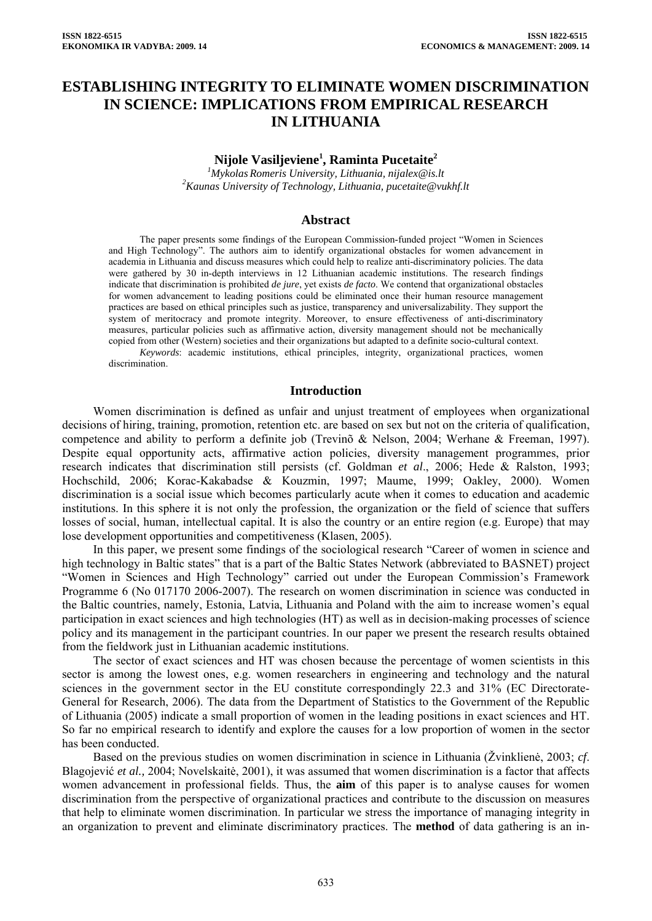# ESTABLISHING INTEGRITY TO ELIMINATE WOMEN DISCRIMINATION IN SCIENCE: IMPLICATIONS FROM EMPIRICAL RESEARCH IN LITHUANIA

**Nijole Vasiljeviene[1], Raminta Pucetaite[2]**

[1]*Mykolas Romeris University, Lithuania, nijalex@is.lt*
[2]*Kaunas University of Technology, Lithuania, pucetaite@vukhf.lt*

## Abstract

The paper presents some findings of the European Commission-funded project "Women in Sciences and High Technology". The authors aim to identify organizational obstacles for women advancement in academia in Lithuania and discuss measures which could help to realize anti-discriminatory policies. The data were gathered by 30 in-depth interviews in 12 Lithuanian academic institutions. The research findings indicate that discrimination is prohibited *de jure*, yet exists *de facto*. We contend that organizational obstacles for women advancement to leading positions could be eliminated once their human resource management practices are based on ethical principles such as justice, transparency and universalizability. They support the system of meritocracy and promote integrity. Moreover, to ensure effectiveness of anti-discriminatory measures, particular policies such as affirmative action, diversity management should not be mechanically copied from other (Western) societies and their organizations but adapted to a definite socio-cultural context.

*Keywords*: academic institutions, ethical principles, integrity, organizational practices, women discrimination.

## Introduction

Women discrimination is defined as unfair and unjust treatment of employees when organizational decisions of hiring, training, promotion, retention etc. are based on sex but not on the criteria of qualification, competence and ability to perform a definite job (Trevinõ & Nelson, 2004; Werhane & Freeman, 1997). Despite equal opportunity acts, affirmative action policies, diversity management programmes, prior research indicates that discrimination still persists (cf. Goldman *et al*., 2006; Hede & Ralston, 1993; Hochschild, 2006; Korac-Kakabadse & Kouzmin, 1997; Maume, 1999; Oakley, 2000). Women discrimination is a social issue which becomes particularly acute when it comes to education and academic institutions. In this sphere it is not only the profession, the organization or the field of science that suffers losses of social, human, intellectual capital. It is also the country or an entire region (e.g. Europe) that may lose development opportunities and competitiveness (Klasen, 2005).

In this paper, we present some findings of the sociological research "Career of women in science and high technology in Baltic states" that is a part of the Baltic States Network (abbreviated to BASNET) project "Women in Sciences and High Technology" carried out under the European Commission's Framework Programme 6 (No 017170 2006-2007). The research on women discrimination in science was conducted in the Baltic countries, namely, Estonia, Latvia, Lithuania and Poland with the aim to increase women's equal participation in exact sciences and high technologies (HT) as well as in decision-making processes of science policy and its management in the participant countries. In our paper we present the research results obtained from the fieldwork just in Lithuanian academic institutions.

The sector of exact sciences and HT was chosen because the percentage of women scientists in this sector is among the lowest ones, e.g. women researchers in engineering and technology and the natural sciences in the government sector in the EU constitute correspondingly 22.3 and 31% (EC Directorate-General for Research, 2006). The data from the Department of Statistics to the Government of the Republic of Lithuania (2005) indicate a small proportion of women in the leading positions in exact sciences and HT. So far no empirical research to identify and explore the causes for a low proportion of women in the sector has been conducted.

Based on the previous studies on women discrimination in science in Lithuania (Žvinklienė, 2003; *cf*. Blagojević *et al.,* 2004; Novelskaitė, 2001), it was assumed that women discrimination is a factor that affects women advancement in professional fields. Thus, the **aim** of this paper is to analyse causes for women discrimination from the perspective of organizational practices and contribute to the discussion on measures that help to eliminate women discrimination. In particular we stress the importance of managing integrity in an organization to prevent and eliminate discriminatory practices. The **method** of data gathering is an in-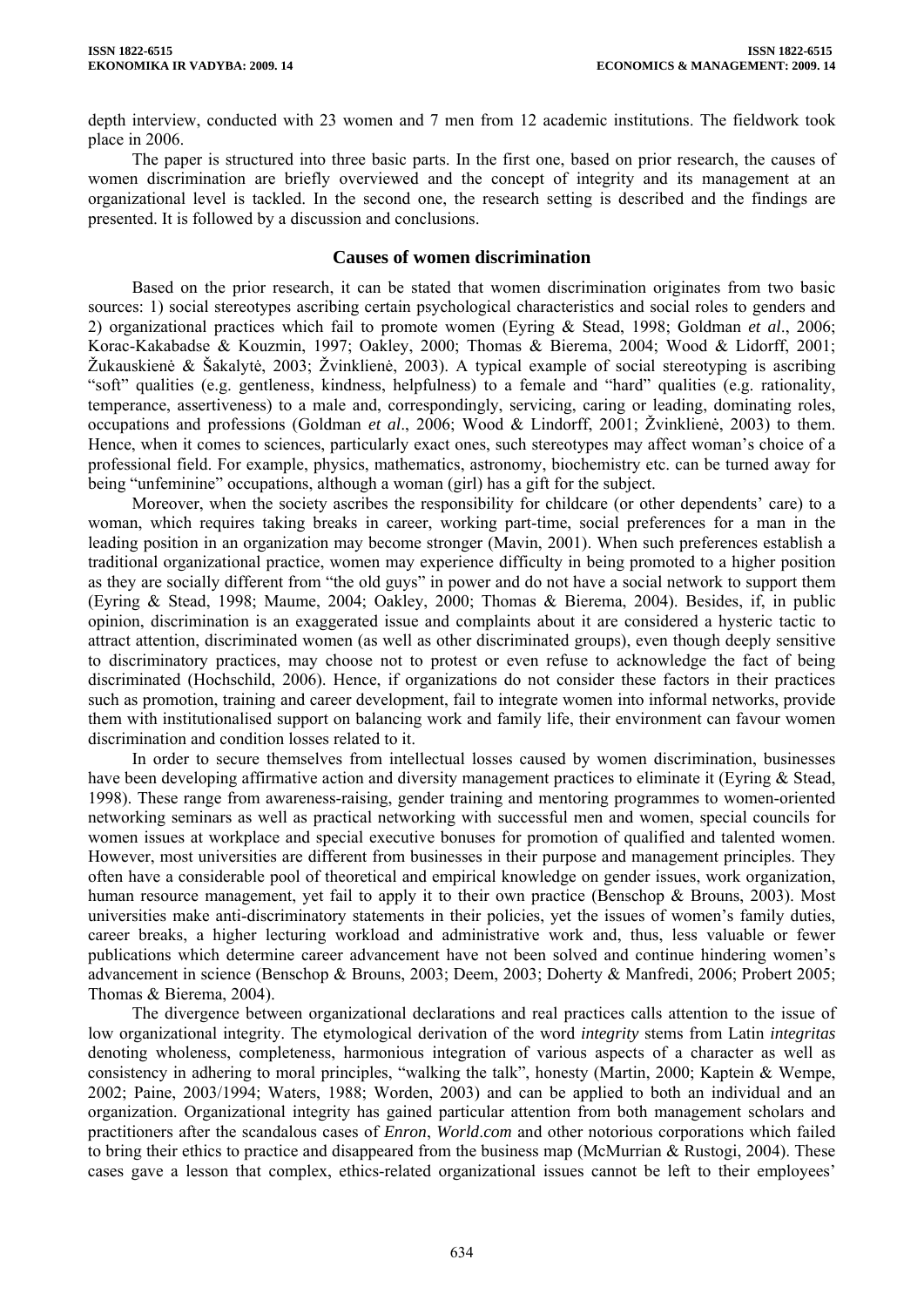depth interview, conducted with 23 women and 7 men from 12 academic institutions. The fieldwork took place in 2006.

The paper is structured into three basic parts. In the first one, based on prior research, the causes of women discrimination are briefly overviewed and the concept of integrity and its management at an organizational level is tackled. In the second one, the research setting is described and the findings are presented. It is followed by a discussion and conclusions.

## Causes of women discrimination

Based on the prior research, it can be stated that women discrimination originates from two basic sources: 1) social stereotypes ascribing certain psychological characteristics and social roles to genders and 2) organizational practices which fail to promote women (Eyring & Stead, 1998; Goldman *et al*., 2006; Korac-Kakabadse & Kouzmin, 1997; Oakley, 2000; Thomas & Bierema, 2004; Wood & Lidorff, 2001; Žukauskienė & Šakalytė, 2003; Žvinklienė, 2003). A typical example of social stereotyping is ascribing "soft" qualities (e.g. gentleness, kindness, helpfulness) to a female and "hard" qualities (e.g. rationality, temperance, assertiveness) to a male and, correspondingly, servicing, caring or leading, dominating roles, occupations and professions (Goldman *et al*., 2006; Wood & Lindorff, 2001; Žvinklienė, 2003) to them. Hence, when it comes to sciences, particularly exact ones, such stereotypes may affect woman's choice of a professional field. For example, physics, mathematics, astronomy, biochemistry etc. can be turned away for being "unfeminine" occupations, although a woman (girl) has a gift for the subject.

Moreover, when the society ascribes the responsibility for childcare (or other dependents' care) to a woman, which requires taking breaks in career, working part-time, social preferences for a man in the leading position in an organization may become stronger (Mavin, 2001). When such preferences establish a traditional organizational practice, women may experience difficulty in being promoted to a higher position as they are socially different from "the old guys" in power and do not have a social network to support them (Eyring & Stead, 1998; Maume, 2004; Oakley, 2000; Thomas & Bierema, 2004). Besides, if, in public opinion, discrimination is an exaggerated issue and complaints about it are considered a hysteric tactic to attract attention, discriminated women (as well as other discriminated groups), even though deeply sensitive to discriminatory practices, may choose not to protest or even refuse to acknowledge the fact of being discriminated (Hochschild, 2006). Hence, if organizations do not consider these factors in their practices such as promotion, training and career development, fail to integrate women into informal networks, provide them with institutionalised support on balancing work and family life, their environment can favour women discrimination and condition losses related to it.

In order to secure themselves from intellectual losses caused by women discrimination, businesses have been developing affirmative action and diversity management practices to eliminate it (Eyring & Stead, 1998). These range from awareness-raising, gender training and mentoring programmes to women-oriented networking seminars as well as practical networking with successful men and women, special councils for women issues at workplace and special executive bonuses for promotion of qualified and talented women. However, most universities are different from businesses in their purpose and management principles. They often have a considerable pool of theoretical and empirical knowledge on gender issues, work organization, human resource management, yet fail to apply it to their own practice (Benschop & Brouns, 2003). Most universities make anti-discriminatory statements in their policies, yet the issues of women's family duties, career breaks, a higher lecturing workload and administrative work and, thus, less valuable or fewer publications which determine career advancement have not been solved and continue hindering women's advancement in science (Benschop & Brouns, 2003; Deem, 2003; Doherty & Manfredi, 2006; Probert 2005; Thomas & Bierema, 2004).

The divergence between organizational declarations and real practices calls attention to the issue of low organizational integrity. The etymological derivation of the word *integrity* stems from Latin *integritas* denoting wholeness, completeness, harmonious integration of various aspects of a character as well as consistency in adhering to moral principles, "walking the talk", honesty (Martin, 2000; Kaptein & Wempe, 2002; Paine, 2003/1994; Waters, 1988; Worden, 2003) and can be applied to both an individual and an organization. Organizational integrity has gained particular attention from both management scholars and practitioners after the scandalous cases of *Enron*, *World.com* and other notorious corporations which failed to bring their ethics to practice and disappeared from the business map (McMurrian & Rustogi, 2004). These cases gave a lesson that complex, ethics-related organizational issues cannot be left to their employees'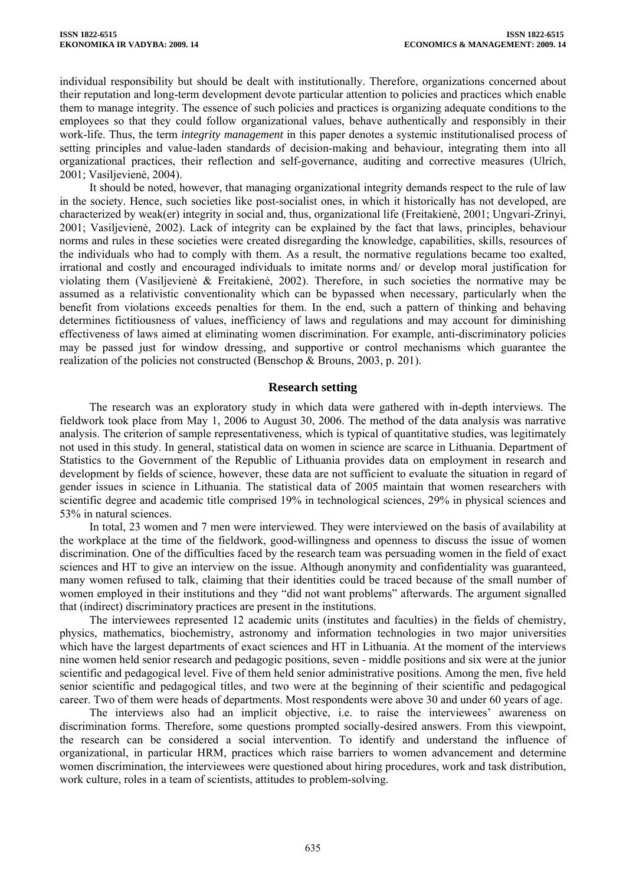individual responsibility but should be dealt with institutionally. Therefore, organizations concerned about their reputation and long-term development devote particular attention to policies and practices which enable them to manage integrity. The essence of such policies and practices is organizing adequate conditions to the employees so that they could follow organizational values, behave authentically and responsibly in their work-life. Thus, the term *integrity management* in this paper denotes a systemic institutionalised process of setting principles and value-laden standards of decision-making and behaviour, integrating them into all organizational practices, their reflection and self-governance, auditing and corrective measures (Ulrich, 2001; Vasiljevienė, 2004).

It should be noted, however, that managing organizational integrity demands respect to the rule of law in the society. Hence, such societies like post-socialist ones, in which it historically has not developed, are characterized by weak(er) integrity in social and, thus, organizational life (Freitakienė, 2001; Ungvari-Zrinyi, 2001; Vasiljevienė, 2002). Lack of integrity can be explained by the fact that laws, principles, behaviour norms and rules in these societies were created disregarding the knowledge, capabilities, skills, resources of the individuals who had to comply with them. As a result, the normative regulations became too exalted, irrational and costly and encouraged individuals to imitate norms and/ or develop moral justification for violating them (Vasiljevienė & Freitakienė, 2002). Therefore, in such societies the normative may be assumed as a relativistic conventionality which can be bypassed when necessary, particularly when the benefit from violations exceeds penalties for them. In the end, such a pattern of thinking and behaving determines fictitiousness of values, inefficiency of laws and regulations and may account for diminishing effectiveness of laws aimed at eliminating women discrimination. For example, anti-discriminatory policies may be passed just for window dressing, and supportive or control mechanisms which guarantee the realization of the policies not constructed (Benschop & Brouns, 2003, p. 201).

## Research setting

The research was an exploratory study in which data were gathered with in-depth interviews. The fieldwork took place from May 1, 2006 to August 30, 2006. The method of the data analysis was narrative analysis. The criterion of sample representativeness, which is typical of quantitative studies, was legitimately not used in this study. In general, statistical data on women in science are scarce in Lithuania. Department of Statistics to the Government of the Republic of Lithuania provides data on employment in research and development by fields of science, however, these data are not sufficient to evaluate the situation in regard of gender issues in science in Lithuania. The statistical data of 2005 maintain that women researchers with scientific degree and academic title comprised 19% in technological sciences, 29% in physical sciences and 53% in natural sciences.

In total, 23 women and 7 men were interviewed. They were interviewed on the basis of availability at the workplace at the time of the fieldwork, good-willingness and openness to discuss the issue of women discrimination. One of the difficulties faced by the research team was persuading women in the field of exact sciences and HT to give an interview on the issue. Although anonymity and confidentiality was guaranteed, many women refused to talk, claiming that their identities could be traced because of the small number of women employed in their institutions and they "did not want problems" afterwards. The argument signalled that (indirect) discriminatory practices are present in the institutions.

The interviewees represented 12 academic units (institutes and faculties) in the fields of chemistry, physics, mathematics, biochemistry, astronomy and information technologies in two major universities which have the largest departments of exact sciences and HT in Lithuania. At the moment of the interviews nine women held senior research and pedagogic positions, seven - middle positions and six were at the junior scientific and pedagogical level. Five of them held senior administrative positions. Among the men, five held senior scientific and pedagogical titles, and two were at the beginning of their scientific and pedagogical career. Two of them were heads of departments. Most respondents were above 30 and under 60 years of age.

The interviews also had an implicit objective, i.e. to raise the interviewees' awareness on discrimination forms. Therefore, some questions prompted socially-desired answers. From this viewpoint, the research can be considered a social intervention. To identify and understand the influence of organizational, in particular HRM, practices which raise barriers to women advancement and determine women discrimination, the interviewees were questioned about hiring procedures, work and task distribution, work culture, roles in a team of scientists, attitudes to problem-solving.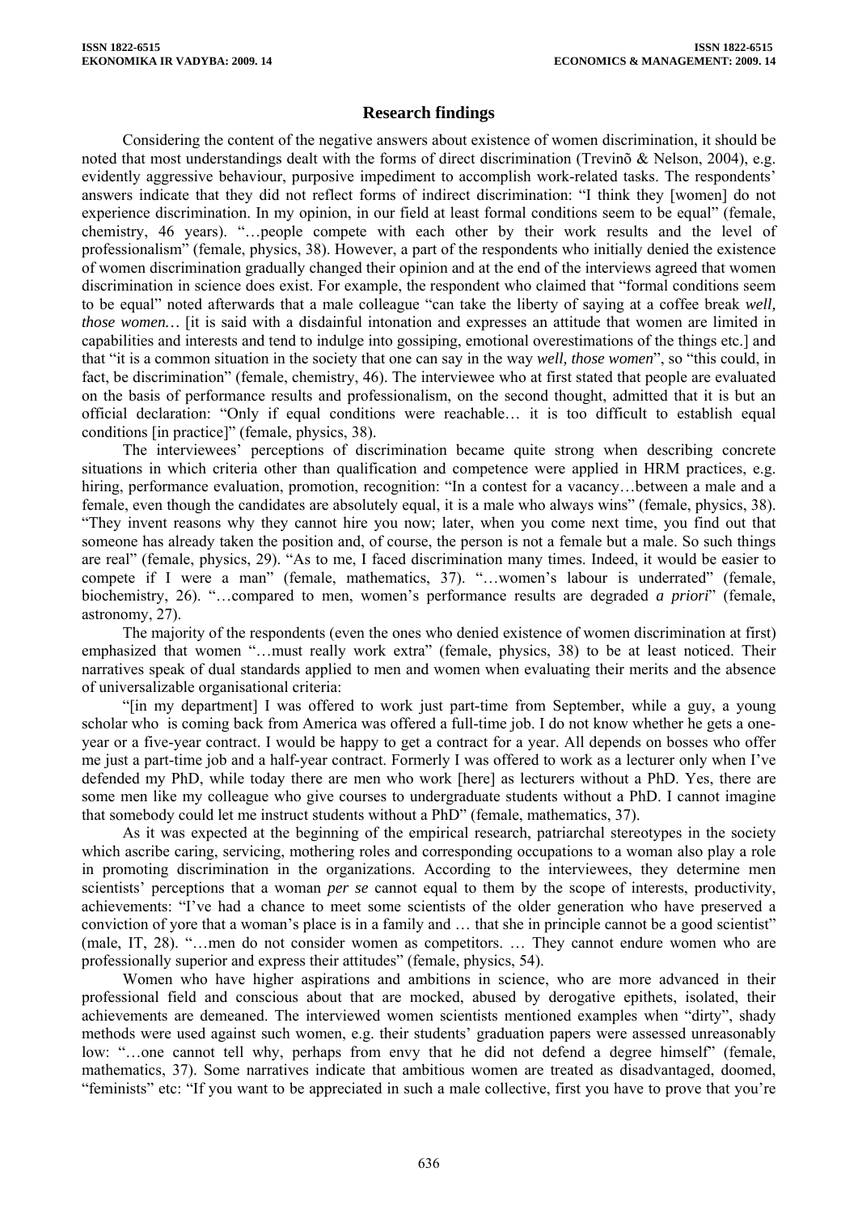## Research findings

Considering the content of the negative answers about existence of women discrimination, it should be noted that most understandings dealt with the forms of direct discrimination (Trevinõ & Nelson, 2004), e.g. evidently aggressive behaviour, purposive impediment to accomplish work-related tasks. The respondents' answers indicate that they did not reflect forms of indirect discrimination: "I think they [women] do not experience discrimination. In my opinion, in our field at least formal conditions seem to be equal" (female, chemistry, 46 years). "…people compete with each other by their work results and the level of professionalism" (female, physics, 38). However, a part of the respondents who initially denied the existence of women discrimination gradually changed their opinion and at the end of the interviews agreed that women discrimination in science does exist. For example, the respondent who claimed that "formal conditions seem to be equal" noted afterwards that a male colleague "can take the liberty of saying at a coffee break *well, those women…* [it is said with a disdainful intonation and expresses an attitude that women are limited in capabilities and interests and tend to indulge into gossiping, emotional overestimations of the things etc.] and that "it is a common situation in the society that one can say in the way *well, those women*", so "this could, in fact, be discrimination" (female, chemistry, 46). The interviewee who at first stated that people are evaluated on the basis of performance results and professionalism, on the second thought, admitted that it is but an official declaration: "Only if equal conditions were reachable… it is too difficult to establish equal conditions [in practice]" (female, physics, 38).

The interviewees' perceptions of discrimination became quite strong when describing concrete situations in which criteria other than qualification and competence were applied in HRM practices, e.g. hiring, performance evaluation, promotion, recognition: "In a contest for a vacancy…between a male and a female, even though the candidates are absolutely equal, it is a male who always wins" (female, physics, 38). "They invent reasons why they cannot hire you now; later, when you come next time, you find out that someone has already taken the position and, of course, the person is not a female but a male. So such things are real" (female, physics, 29). "As to me, I faced discrimination many times. Indeed, it would be easier to compete if I were a man" (female, mathematics, 37). "…women's labour is underrated" (female, biochemistry, 26). "…compared to men, women's performance results are degraded *a priori*" (female, astronomy, 27).

The majority of the respondents (even the ones who denied existence of women discrimination at first) emphasized that women "…must really work extra" (female, physics, 38) to be at least noticed. Their narratives speak of dual standards applied to men and women when evaluating their merits and the absence of universalizable organisational criteria:

"[in my department] I was offered to work just part-time from September, while a guy, a young scholar who is coming back from America was offered a full-time job. I do not know whether he gets a one-year or a five-year contract. I would be happy to get a contract for a year. All depends on bosses who offer me just a part-time job and a half-year contract. Formerly I was offered to work as a lecturer only when I've defended my PhD, while today there are men who work [here] as lecturers without a PhD. Yes, there are some men like my colleague who give courses to undergraduate students without a PhD. I cannot imagine that somebody could let me instruct students without a PhD" (female, mathematics, 37).

As it was expected at the beginning of the empirical research, patriarchal stereotypes in the society which ascribe caring, servicing, mothering roles and corresponding occupations to a woman also play a role in promoting discrimination in the organizations. According to the interviewees, they determine men scientists' perceptions that a woman *per se* cannot equal to them by the scope of interests, productivity, achievements: "I've had a chance to meet some scientists of the older generation who have preserved a conviction of yore that a woman's place is in a family and … that she in principle cannot be a good scientist" (male, IT, 28). "…men do not consider women as competitors. … They cannot endure women who are professionally superior and express their attitudes" (female, physics, 54).

Women who have higher aspirations and ambitions in science, who are more advanced in their professional field and conscious about that are mocked, abused by derogative epithets, isolated, their achievements are demeaned. The interviewed women scientists mentioned examples when "dirty", shady methods were used against such women, e.g. their students' graduation papers were assessed unreasonably low: "…one cannot tell why, perhaps from envy that he did not defend a degree himself" (female, mathematics, 37). Some narratives indicate that ambitious women are treated as disadvantaged, doomed, "feminists" etc: "If you want to be appreciated in such a male collective, first you have to prove that you're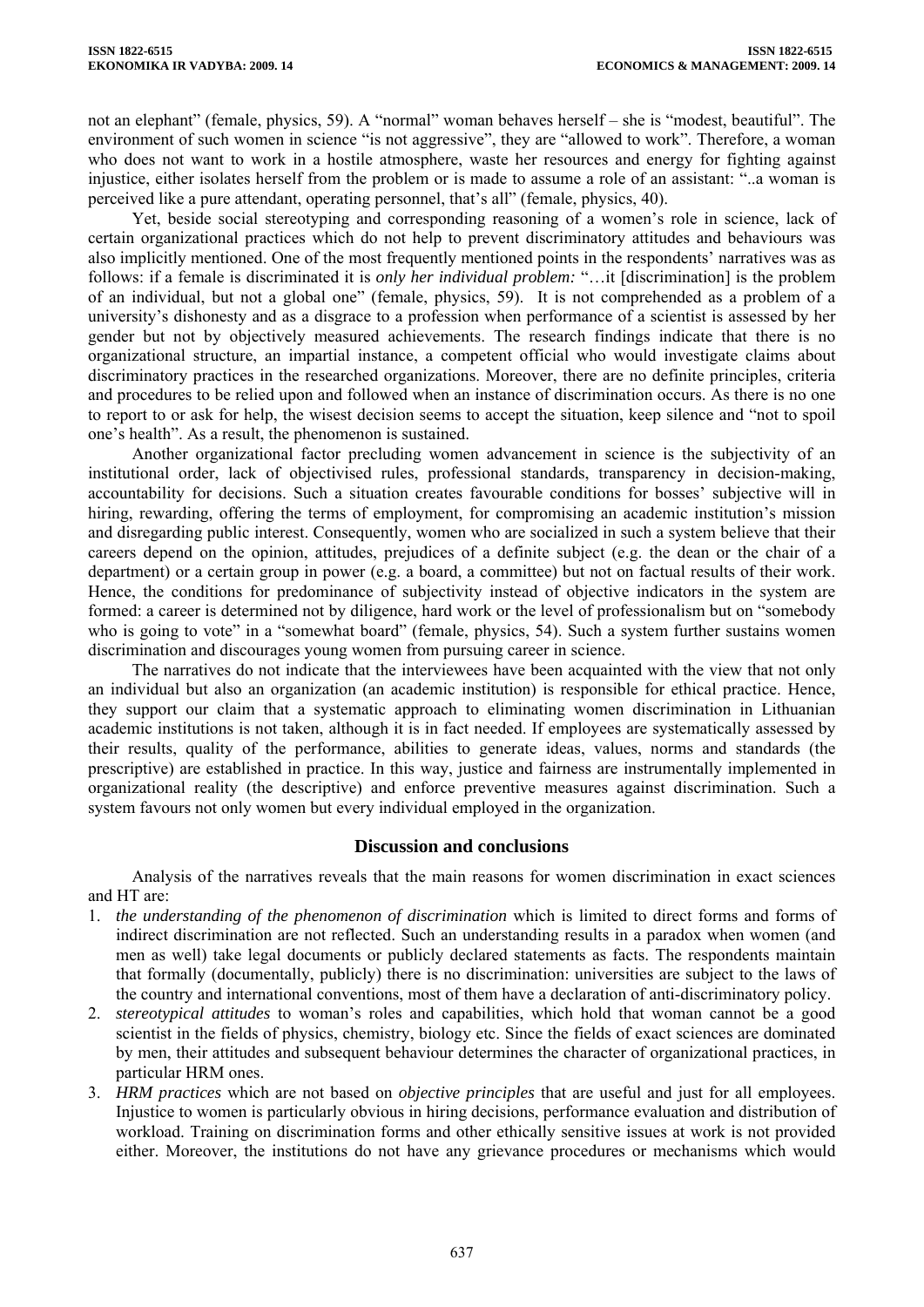not an elephant" (female, physics, 59). A "normal" woman behaves herself – she is "modest, beautiful". The environment of such women in science "is not aggressive", they are "allowed to work". Therefore, a woman who does not want to work in a hostile atmosphere, waste her resources and energy for fighting against injustice, either isolates herself from the problem or is made to assume a role of an assistant: "..a woman is perceived like a pure attendant, operating personnel, that's all" (female, physics, 40).

Yet, beside social stereotyping and corresponding reasoning of a women's role in science, lack of certain organizational practices which do not help to prevent discriminatory attitudes and behaviours was also implicitly mentioned. One of the most frequently mentioned points in the respondents' narratives was as follows: if a female is discriminated it is *only her individual problem:* "…it [discrimination] is the problem of an individual, but not a global one" (female, physics, 59). It is not comprehended as a problem of a university's dishonesty and as a disgrace to a profession when performance of a scientist is assessed by her gender but not by objectively measured achievements. The research findings indicate that there is no organizational structure, an impartial instance, a competent official who would investigate claims about discriminatory practices in the researched organizations. Moreover, there are no definite principles, criteria and procedures to be relied upon and followed when an instance of discrimination occurs. As there is no one to report to or ask for help, the wisest decision seems to accept the situation, keep silence and "not to spoil one's health". As a result, the phenomenon is sustained.

Another organizational factor precluding women advancement in science is the subjectivity of an institutional order, lack of objectivised rules, professional standards, transparency in decision-making, accountability for decisions. Such a situation creates favourable conditions for bosses' subjective will in hiring, rewarding, offering the terms of employment, for compromising an academic institution's mission and disregarding public interest. Consequently, women who are socialized in such a system believe that their careers depend on the opinion, attitudes, prejudices of a definite subject (e.g. the dean or the chair of a department) or a certain group in power (e.g. a board, a committee) but not on factual results of their work. Hence, the conditions for predominance of subjectivity instead of objective indicators in the system are formed: a career is determined not by diligence, hard work or the level of professionalism but on "somebody who is going to vote" in a "somewhat board" (female, physics, 54). Such a system further sustains women discrimination and discourages young women from pursuing career in science.

The narratives do not indicate that the interviewees have been acquainted with the view that not only an individual but also an organization (an academic institution) is responsible for ethical practice. Hence, they support our claim that a systematic approach to eliminating women discrimination in Lithuanian academic institutions is not taken, although it is in fact needed. If employees are systematically assessed by their results, quality of the performance, abilities to generate ideas, values, norms and standards (the prescriptive) are established in practice. In this way, justice and fairness are instrumentally implemented in organizational reality (the descriptive) and enforce preventive measures against discrimination. Such a system favours not only women but every individual employed in the organization.

## Discussion and conclusions

Analysis of the narratives reveals that the main reasons for women discrimination in exact sciences and HT are:

1. *the understanding of the phenomenon of discrimination* which is limited to direct forms and forms of indirect discrimination are not reflected. Such an understanding results in a paradox when women (and men as well) take legal documents or publicly declared statements as facts. The respondents maintain that formally (documentally, publicly) there is no discrimination: universities are subject to the laws of the country and international conventions, most of them have a declaration of anti-discriminatory policy.
2. *stereotypical attitudes* to woman's roles and capabilities, which hold that woman cannot be a good scientist in the fields of physics, chemistry, biology etc. Since the fields of exact sciences are dominated by men, their attitudes and subsequent behaviour determines the character of organizational practices, in particular HRM ones.
3. *HRM practices* which are not based on *objective principles* that are useful and just for all employees. Injustice to women is particularly obvious in hiring decisions, performance evaluation and distribution of workload. Training on discrimination forms and other ethically sensitive issues at work is not provided either. Moreover, the institutions do not have any grievance procedures or mechanisms which would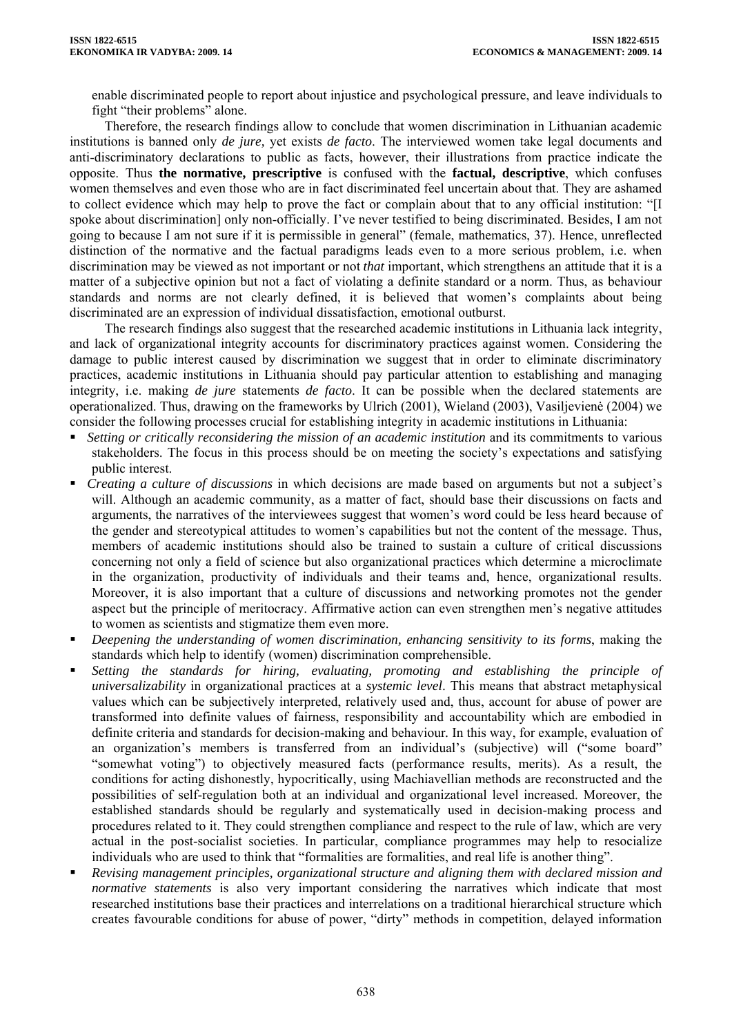enable discriminated people to report about injustice and psychological pressure, and leave individuals to fight "their problems" alone.

Therefore, the research findings allow to conclude that women discrimination in Lithuanian academic institutions is banned only *de jure*, yet exists *de facto*. The interviewed women take legal documents and anti-discriminatory declarations to public as facts, however, their illustrations from practice indicate the opposite. Thus **the normative, prescriptive** is confused with the **factual, descriptive**, which confuses women themselves and even those who are in fact discriminated feel uncertain about that. They are ashamed to collect evidence which may help to prove the fact or complain about that to any official institution: "[I spoke about discrimination] only non-officially. I've never testified to being discriminated. Besides, I am not going to because I am not sure if it is permissible in general" (female, mathematics, 37). Hence, unreflected distinction of the normative and the factual paradigms leads even to a more serious problem, i.e. when discrimination may be viewed as not important or not *that* important, which strengthens an attitude that it is a matter of a subjective opinion but not a fact of violating a definite standard or a norm. Thus, as behaviour standards and norms are not clearly defined, it is believed that women's complaints about being discriminated are an expression of individual dissatisfaction, emotional outburst.

The research findings also suggest that the researched academic institutions in Lithuania lack integrity, and lack of organizational integrity accounts for discriminatory practices against women. Considering the damage to public interest caused by discrimination we suggest that in order to eliminate discriminatory practices, academic institutions in Lithuania should pay particular attention to establishing and managing integrity, i.e. making *de jure* statements *de facto*. It can be possible when the declared statements are operationalized. Thus, drawing on the frameworks by Ulrich (2001), Wieland (2003), Vasiljevienė (2004) we consider the following processes crucial for establishing integrity in academic institutions in Lithuania:

- *Setting or critically reconsidering the mission of an academic institution* and its commitments to various stakeholders. The focus in this process should be on meeting the society's expectations and satisfying public interest.
- *Creating a culture of discussions* in which decisions are made based on arguments but not a subject's will. Although an academic community, as a matter of fact, should base their discussions on facts and arguments, the narratives of the interviewees suggest that women's word could be less heard because of the gender and stereotypical attitudes to women's capabilities but not the content of the message. Thus, members of academic institutions should also be trained to sustain a culture of critical discussions concerning not only a field of science but also organizational practices which determine a microclimate in the organization, productivity of individuals and their teams and, hence, organizational results. Moreover, it is also important that a culture of discussions and networking promotes not the gender aspect but the principle of meritocracy. Affirmative action can even strengthen men's negative attitudes to women as scientists and stigmatize them even more.
- *Deepening the understanding of women discrimination, enhancing sensitivity to its forms*, making the standards which help to identify (women) discrimination comprehensible.
- *Setting the standards for hiring, evaluating, promoting and establishing the principle of universalizability* in organizational practices at a *systemic level*. This means that abstract metaphysical values which can be subjectively interpreted, relatively used and, thus, account for abuse of power are transformed into definite values of fairness, responsibility and accountability which are embodied in definite criteria and standards for decision-making and behaviour. In this way, for example, evaluation of an organization's members is transferred from an individual's (subjective) will ("some board" "somewhat voting") to objectively measured facts (performance results, merits). As a result, the conditions for acting dishonestly, hypocritically, using Machiavellian methods are reconstructed and the possibilities of self-regulation both at an individual and organizational level increased. Moreover, the established standards should be regularly and systematically used in decision-making process and procedures related to it. They could strengthen compliance and respect to the rule of law, which are very actual in the post-socialist societies. In particular, compliance programmes may help to resocialize individuals who are used to think that "formalities are formalities, and real life is another thing".
- *Revising management principles, organizational structure and aligning them with declared mission and normative statements* is also very important considering the narratives which indicate that most researched institutions base their practices and interrelations on a traditional hierarchical structure which creates favourable conditions for abuse of power, "dirty" methods in competition, delayed information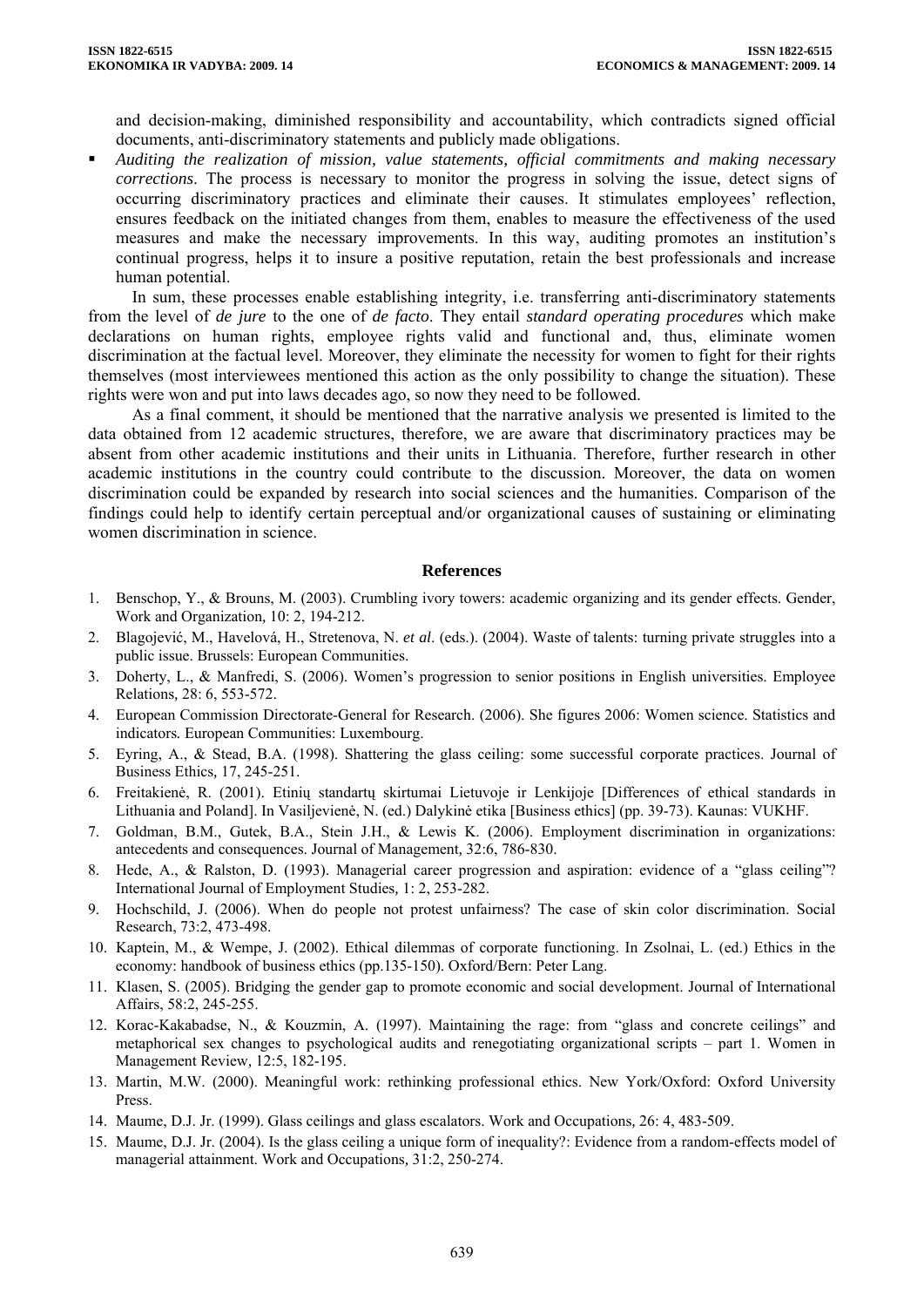and decision-making, diminished responsibility and accountability, which contradicts signed official documents, anti-discriminatory statements and publicly made obligations.

- *Auditing the realization of mission, value statements, official commitments and making necessary corrections*. The process is necessary to monitor the progress in solving the issue, detect signs of occurring discriminatory practices and eliminate their causes. It stimulates employees' reflection, ensures feedback on the initiated changes from them, enables to measure the effectiveness of the used measures and make the necessary improvements. In this way, auditing promotes an institution's continual progress, helps it to insure a positive reputation, retain the best professionals and increase human potential.

In sum, these processes enable establishing integrity, i.e. transferring anti-discriminatory statements from the level of *de jure* to the one of *de facto*. They entail *standard operating procedures* which make declarations on human rights, employee rights valid and functional and, thus, eliminate women discrimination at the factual level. Moreover, they eliminate the necessity for women to fight for their rights themselves (most interviewees mentioned this action as the only possibility to change the situation). These rights were won and put into laws decades ago, so now they need to be followed.

As a final comment, it should be mentioned that the narrative analysis we presented is limited to the data obtained from 12 academic structures, therefore, we are aware that discriminatory practices may be absent from other academic institutions and their units in Lithuania. Therefore, further research in other academic institutions in the country could contribute to the discussion. Moreover, the data on women discrimination could be expanded by research into social sciences and the humanities. Comparison of the findings could help to identify certain perceptual and/or organizational causes of sustaining or eliminating women discrimination in science.

## References

1. Benschop, Y., & Brouns, M. (2003). Crumbling ivory towers: academic organizing and its gender effects. Gender, Work and Organization*,* 10: 2, 194-212.
2. Blagojević, M., Havelová, H., Stretenova, N. *et al*. (eds.). (2004). Waste of talents: turning private struggles into a public issue. Brussels: European Communities.
3. Doherty, L., & Manfredi, S. (2006). Women's progression to senior positions in English universities. Employee Relations*,* 28: 6, 553-572.
4. European Commission Directorate-General for Research. (2006). She figures 2006: Women science. Statistics and indicators*.* European Communities: Luxembourg.
5. Eyring, A., & Stead, B.A. (1998). Shattering the glass ceiling: some successful corporate practices. Journal of Business Ethics*,* 17, 245-251.
6. Freitakienė, R. (2001). Etinių standartų skirtumai Lietuvoje ir Lenkijoje [Differences of ethical standards in Lithuania and Poland]. In Vasiljevienė, N. (ed.) Dalykinė etika [Business ethics] (pp. 39-73). Kaunas: VUKHF.
7. Goldman, B.M., Gutek, B.A., Stein J.H., & Lewis K. (2006). Employment discrimination in organizations: antecedents and consequences. Journal of Management*,* 32:6, 786-830.
8. Hede, A., & Ralston, D. (1993). Managerial career progression and aspiration: evidence of a "glass ceiling"? International Journal of Employment Studies*,* 1: 2, 253-282.
9. Hochschild, J. (2006). When do people not protest unfairness? The case of skin color discrimination. Social Research, 73:2, 473-498.
10. Kaptein, M., & Wempe, J. (2002). Ethical dilemmas of corporate functioning. In Zsolnai, L. (ed.) Ethics in the economy: handbook of business ethics (pp.135-150). Oxford/Bern: Peter Lang.
11. Klasen, S. (2005). Bridging the gender gap to promote economic and social development. Journal of International Affairs, 58:2, 245-255.
12. Korac-Kakabadse, N., & Kouzmin, A. (1997). Maintaining the rage: from "glass and concrete ceilings" and metaphorical sex changes to psychological audits and renegotiating organizational scripts – part 1. Women in Management Review*,* 12:5, 182-195.
13. Martin, M.W. (2000). Meaningful work: rethinking professional ethics. New York/Oxford: Oxford University Press.
14. Maume, D.J. Jr. (1999). Glass ceilings and glass escalators. Work and Occupations*,* 26: 4, 483-509.
15. Maume, D.J. Jr. (2004). Is the glass ceiling a unique form of inequality?: Evidence from a random-effects model of managerial attainment. Work and Occupations*,* 31:2, 250-274.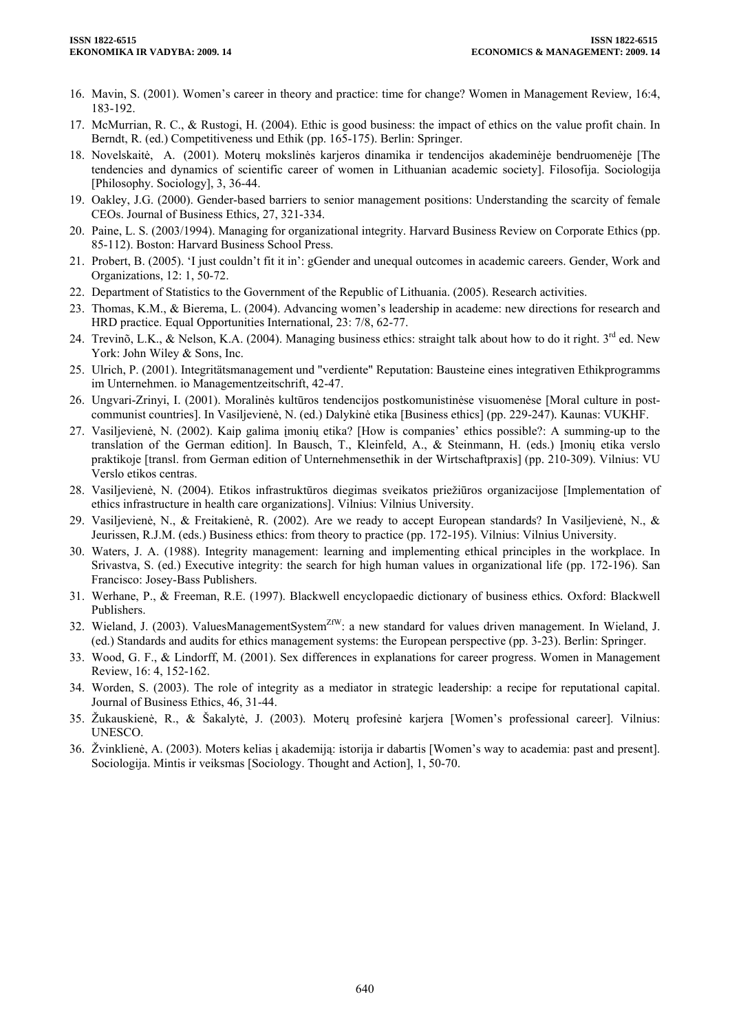16. Mavin, S. (2001). Women's career in theory and practice: time for change? Women in Management Review, 16:4, 183-192.
17. McMurrian, R. C., & Rustogi, H. (2004). Ethic is good business: the impact of ethics on the value profit chain. In Berndt, R. (ed.) Competitiveness und Ethik (pp. 165-175). Berlin: Springer.
18. Novelskaitė, A. (2001). Moterų mokslinės karjeros dinamika ir tendencijos akademinėje bendruomenėje [The tendencies and dynamics of scientific career of women in Lithuanian academic society]. Filosofija. Sociologija [Philosophy. Sociology], 3, 36-44.
19. Oakley, J.G. (2000). Gender-based barriers to senior management positions: Understanding the scarcity of female CEOs. Journal of Business Ethics, 27, 321-334.
20. Paine, L. S. (2003/1994). Managing for organizational integrity. Harvard Business Review on Corporate Ethics (pp. 85-112). Boston: Harvard Business School Press.
21. Probert, B. (2005). 'I just couldn't fit it in': gGender and unequal outcomes in academic careers. Gender, Work and Organizations, 12: 1, 50-72.
22. Department of Statistics to the Government of the Republic of Lithuania. (2005). Research activities.
23. Thomas, K.M., & Bierema, L. (2004). Advancing women's leadership in academe: new directions for research and HRD practice. Equal Opportunities International, 23: 7/8, 62-77.
24. Trevinõ, L.K., & Nelson, K.A. (2004). Managing business ethics: straight talk about how to do it right. 3rd ed. New York: John Wiley & Sons, Inc.
25. Ulrich, P. (2001). Integritätsmanagement und "verdiente" Reputation: Bausteine eines integrativen Ethikprogramms im Unternehmen. io Managementzeitschrift, 42-47.
26. Ungvari-Zrinyi, I. (2001). Moralinės kultūros tendencijos postkomunistinėse visuomenėse [Moral culture in post-communist countries]. In Vasiljevienė, N. (ed.) Dalykinė etika [Business ethics] (pp. 229-247). Kaunas: VUKHF.
27. Vasiljevienė, N. (2002). Kaip galima įmonių etika? [How is companies' ethics possible?: A summing-up to the translation of the German edition]. In Bausch, T., Kleinfeld, A., & Steinmann, H. (eds.) Įmonių etika verslo praktikoje [transl. from German edition of Unternehmensethik in der Wirtschaftpraxis] (pp. 210-309). Vilnius: VU Verslo etikos centras.
28. Vasiljevienė, N. (2004). Etikos infrastruktūros diegimas sveikatos priežiūros organizacijose [Implementation of ethics infrastructure in health care organizations]. Vilnius: Vilnius University.
29. Vasiljevienė, N., & Freitakienė, R. (2002). Are we ready to accept European standards? In Vasiljevienė, N., & Jeurissen, R.J.M. (eds.) Business ethics: from theory to practice (pp. 172-195). Vilnius: Vilnius University.
30. Waters, J. A. (1988). Integrity management: learning and implementing ethical principles in the workplace. In Srivastva, S. (ed.) Executive integrity: the search for high human values in organizational life (pp. 172-196). San Francisco: Josey-Bass Publishers.
31. Werhane, P., & Freeman, R.E. (1997). Blackwell encyclopaedic dictionary of business ethics. Oxford: Blackwell Publishers.
32. Wieland, J. (2003). ValuesManagementSystemZfW: a new standard for values driven management. In Wieland, J. (ed.) Standards and audits for ethics management systems: the European perspective (pp. 3-23). Berlin: Springer.
33. Wood, G. F., & Lindorff, M. (2001). Sex differences in explanations for career progress. Women in Management Review, 16: 4, 152-162.
34. Worden, S. (2003). The role of integrity as a mediator in strategic leadership: a recipe for reputational capital. Journal of Business Ethics, 46, 31-44.
35. Žukauskienė, R., & Šakalytė, J. (2003). Moterų profesinė karjera [Women's professional career]. Vilnius: UNESCO.
36. Žvinklienė, A. (2003). Moters kelias į akademiją: istorija ir dabartis [Women's way to academia: past and present]. Sociologija. Mintis ir veiksmas [Sociology. Thought and Action], 1, 50-70.